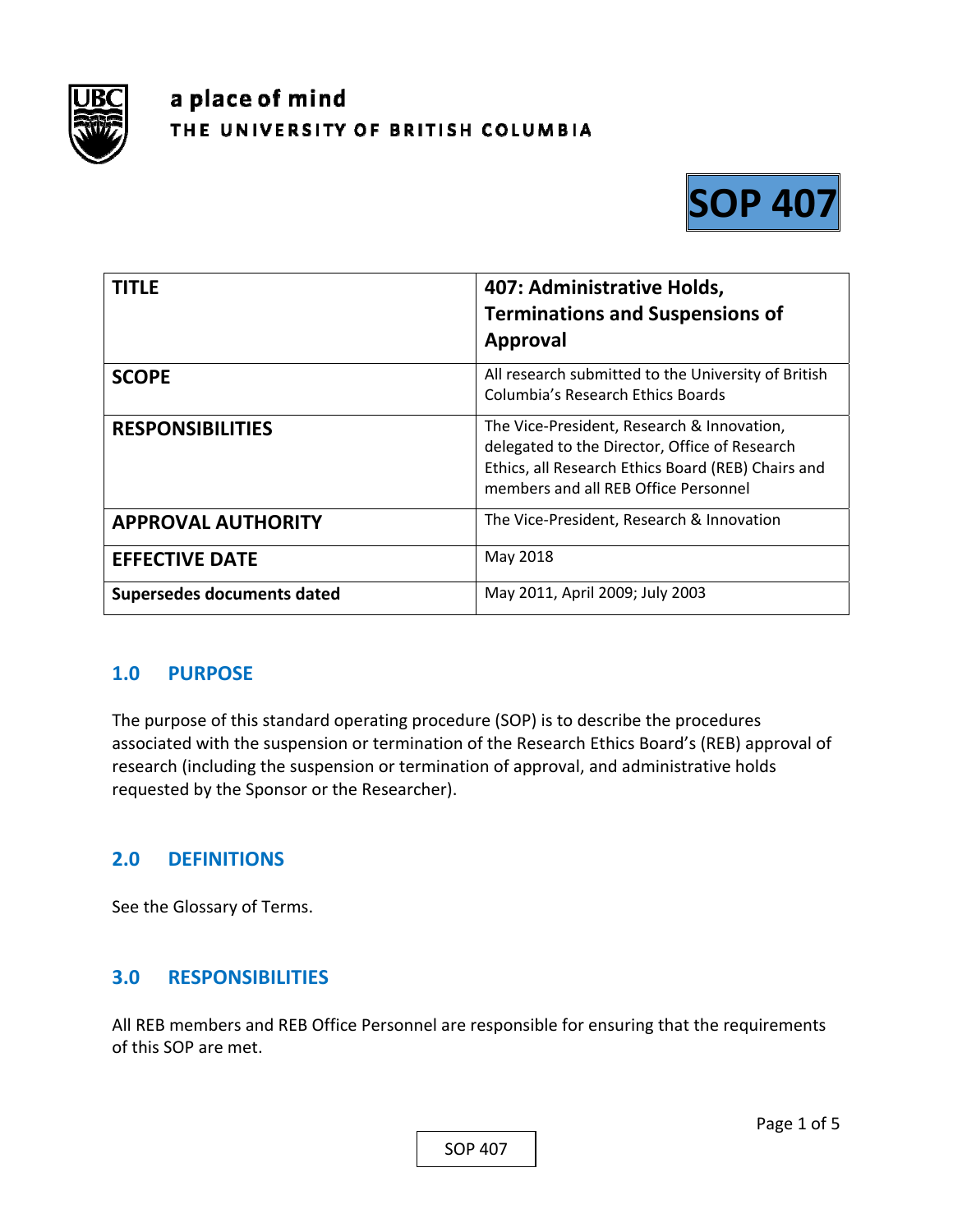a place of mind
THE UNIVERSITY OF BRITISH COLUMBIA

**SOP 407**

| TITLE | 407: Administrative Holds, Terminations and Suspensions of Approval |
|---|---|
| SCOPE | All research submitted to the University of British Columbia's Research Ethics Boards |
| RESPONSIBILITIES | The Vice-President, Research & Innovation, delegated to the Director, Office of Research Ethics, all Research Ethics Board (REB) Chairs and members and all REB Office Personnel |
| APPROVAL AUTHORITY | The Vice-President, Research & Innovation |
| EFFECTIVE DATE | May 2018 |
| Supersedes documents dated | May 2011, April 2009; July 2003 |

## 1.0 PURPOSE

The purpose of this standard operating procedure (SOP) is to describe the procedures associated with the suspension or termination of the Research Ethics Board's (REB) approval of research (including the suspension or termination of approval, and administrative holds requested by the Sponsor or the Researcher).

## 2.0 DEFINITIONS

See the Glossary of Terms.

## 3.0 RESPONSIBILITIES

All REB members and REB Office Personnel are responsible for ensuring that the requirements of this SOP are met.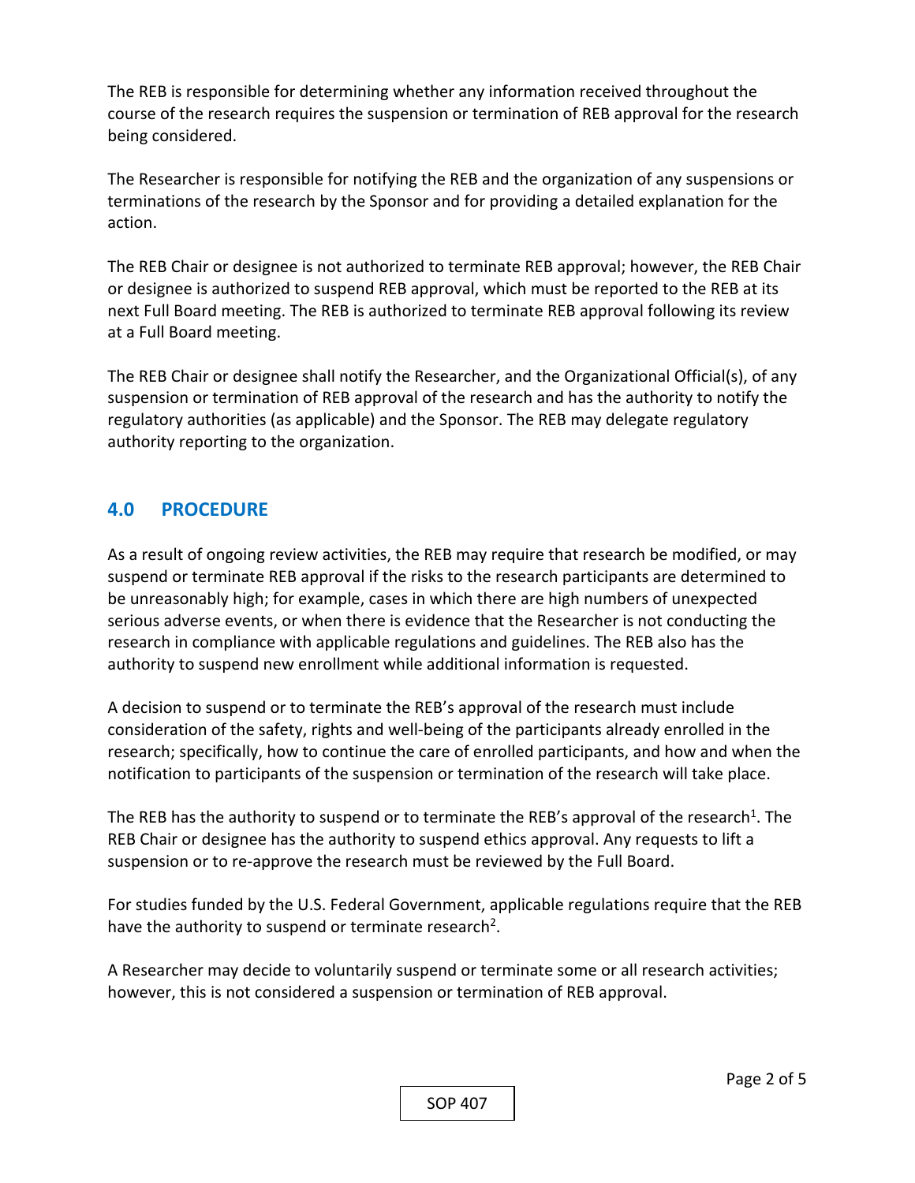The REB is responsible for determining whether any information received throughout the course of the research requires the suspension or termination of REB approval for the research being considered.

The Researcher is responsible for notifying the REB and the organization of any suspensions or terminations of the research by the Sponsor and for providing a detailed explanation for the action.

The REB Chair or designee is not authorized to terminate REB approval; however, the REB Chair or designee is authorized to suspend REB approval, which must be reported to the REB at its next Full Board meeting. The REB is authorized to terminate REB approval following its review at a Full Board meeting.

The REB Chair or designee shall notify the Researcher, and the Organizational Official(s), of any suspension or termination of REB approval of the research and has the authority to notify the regulatory authorities (as applicable) and the Sponsor. The REB may delegate regulatory authority reporting to the organization.

## 4.0 PROCEDURE

As a result of ongoing review activities, the REB may require that research be modified, or may suspend or terminate REB approval if the risks to the research participants are determined to be unreasonably high; for example, cases in which there are high numbers of unexpected serious adverse events, or when there is evidence that the Researcher is not conducting the research in compliance with applicable regulations and guidelines. The REB also has the authority to suspend new enrollment while additional information is requested.

A decision to suspend or to terminate the REB's approval of the research must include consideration of the safety, rights and well-being of the participants already enrolled in the research; specifically, how to continue the care of enrolled participants, and how and when the notification to participants of the suspension or termination of the research will take place.

The REB has the authority to suspend or to terminate the REB's approval of the research[1]. The REB Chair or designee has the authority to suspend ethics approval. Any requests to lift a suspension or to re-approve the research must be reviewed by the Full Board.

For studies funded by the U.S. Federal Government, applicable regulations require that the REB have the authority to suspend or terminate research[2].

A Researcher may decide to voluntarily suspend or terminate some or all research activities; however, this is not considered a suspension or termination of REB approval.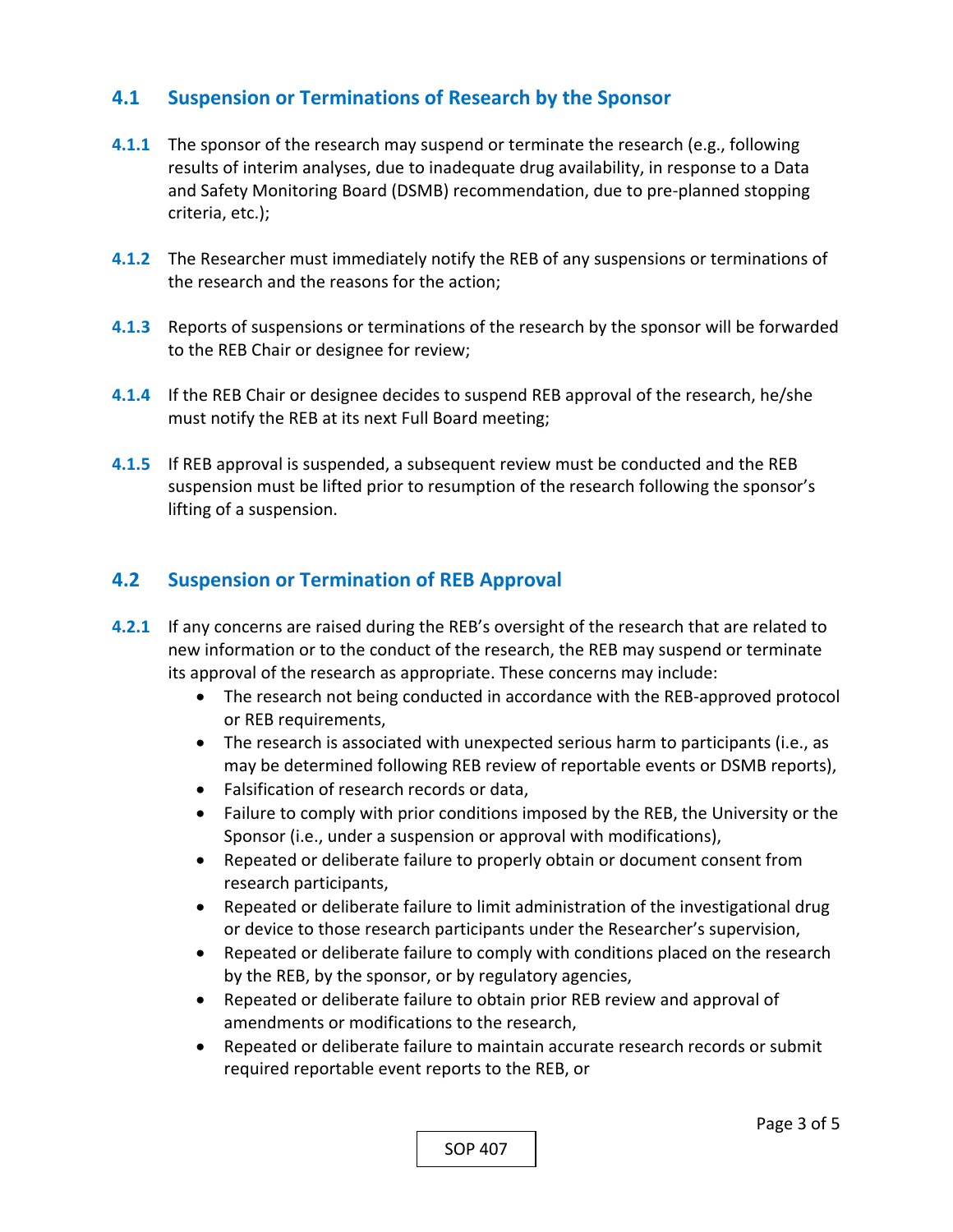## 4.1 Suspension or Terminations of Research by the Sponsor

**4.1.1** The sponsor of the research may suspend or terminate the research (e.g., following results of interim analyses, due to inadequate drug availability, in response to a Data and Safety Monitoring Board (DSMB) recommendation, due to pre-planned stopping criteria, etc.);

**4.1.2** The Researcher must immediately notify the REB of any suspensions or terminations of the research and the reasons for the action;

**4.1.3** Reports of suspensions or terminations of the research by the sponsor will be forwarded to the REB Chair or designee for review;

**4.1.4** If the REB Chair or designee decides to suspend REB approval of the research, he/she must notify the REB at its next Full Board meeting;

**4.1.5** If REB approval is suspended, a subsequent review must be conducted and the REB suspension must be lifted prior to resumption of the research following the sponsor's lifting of a suspension.

## 4.2 Suspension or Termination of REB Approval

**4.2.1** If any concerns are raised during the REB's oversight of the research that are related to new information or to the conduct of the research, the REB may suspend or terminate its approval of the research as appropriate. These concerns may include:

- The research not being conducted in accordance with the REB-approved protocol or REB requirements,
- The research is associated with unexpected serious harm to participants (i.e., as may be determined following REB review of reportable events or DSMB reports),
- Falsification of research records or data,
- Failure to comply with prior conditions imposed by the REB, the University or the Sponsor (i.e., under a suspension or approval with modifications),
- Repeated or deliberate failure to properly obtain or document consent from research participants,
- Repeated or deliberate failure to limit administration of the investigational drug or device to those research participants under the Researcher's supervision,
- Repeated or deliberate failure to comply with conditions placed on the research by the REB, by the sponsor, or by regulatory agencies,
- Repeated or deliberate failure to obtain prior REB review and approval of amendments or modifications to the research,
- Repeated or deliberate failure to maintain accurate research records or submit required reportable event reports to the REB, or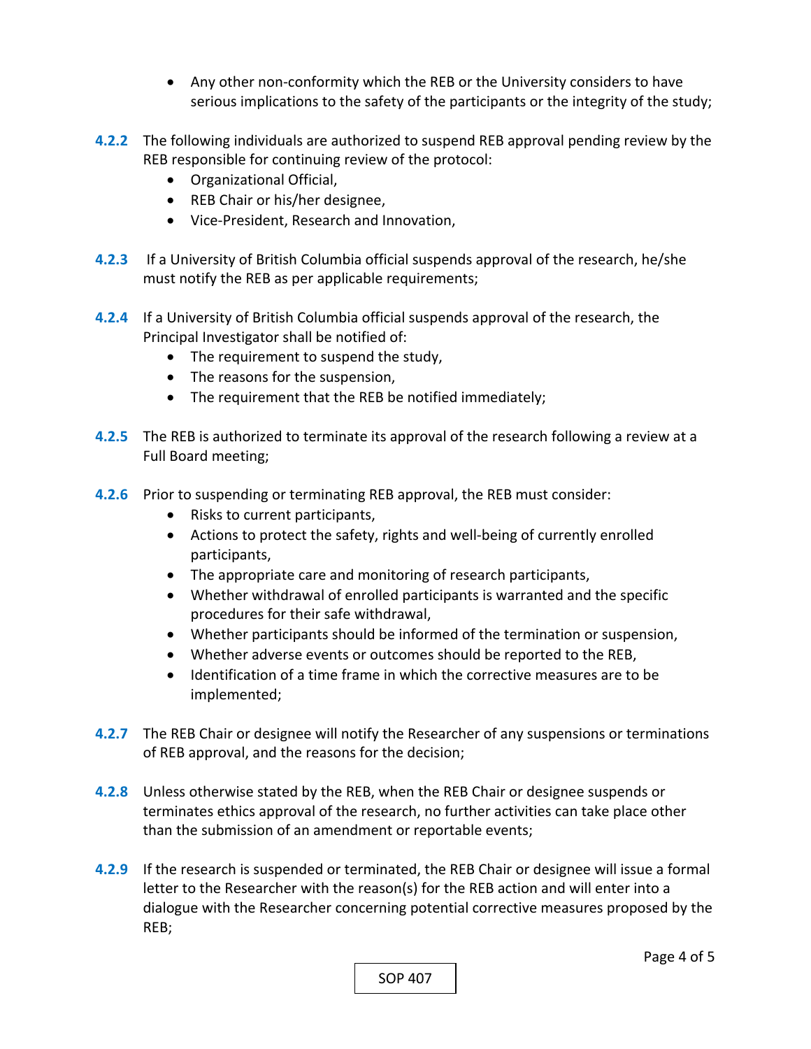- Any other non-conformity which the REB or the University considers to have serious implications to the safety of the participants or the integrity of the study;

**4.2.2** The following individuals are authorized to suspend REB approval pending review by the REB responsible for continuing review of the protocol:

- Organizational Official,
- REB Chair or his/her designee,
- Vice-President, Research and Innovation,

**4.2.3** If a University of British Columbia official suspends approval of the research, he/she must notify the REB as per applicable requirements;

**4.2.4** If a University of British Columbia official suspends approval of the research, the Principal Investigator shall be notified of:

- The requirement to suspend the study,
- The reasons for the suspension,
- The requirement that the REB be notified immediately;

**4.2.5** The REB is authorized to terminate its approval of the research following a review at a Full Board meeting;

**4.2.6** Prior to suspending or terminating REB approval, the REB must consider:

- Risks to current participants,
- Actions to protect the safety, rights and well-being of currently enrolled participants,
- The appropriate care and monitoring of research participants,
- Whether withdrawal of enrolled participants is warranted and the specific procedures for their safe withdrawal,
- Whether participants should be informed of the termination or suspension,
- Whether adverse events or outcomes should be reported to the REB,
- Identification of a time frame in which the corrective measures are to be implemented;

**4.2.7** The REB Chair or designee will notify the Researcher of any suspensions or terminations of REB approval, and the reasons for the decision;

**4.2.8** Unless otherwise stated by the REB, when the REB Chair or designee suspends or terminates ethics approval of the research, no further activities can take place other than the submission of an amendment or reportable events;

**4.2.9** If the research is suspended or terminated, the REB Chair or designee will issue a formal letter to the Researcher with the reason(s) for the REB action and will enter into a dialogue with the Researcher concerning potential corrective measures proposed by the REB;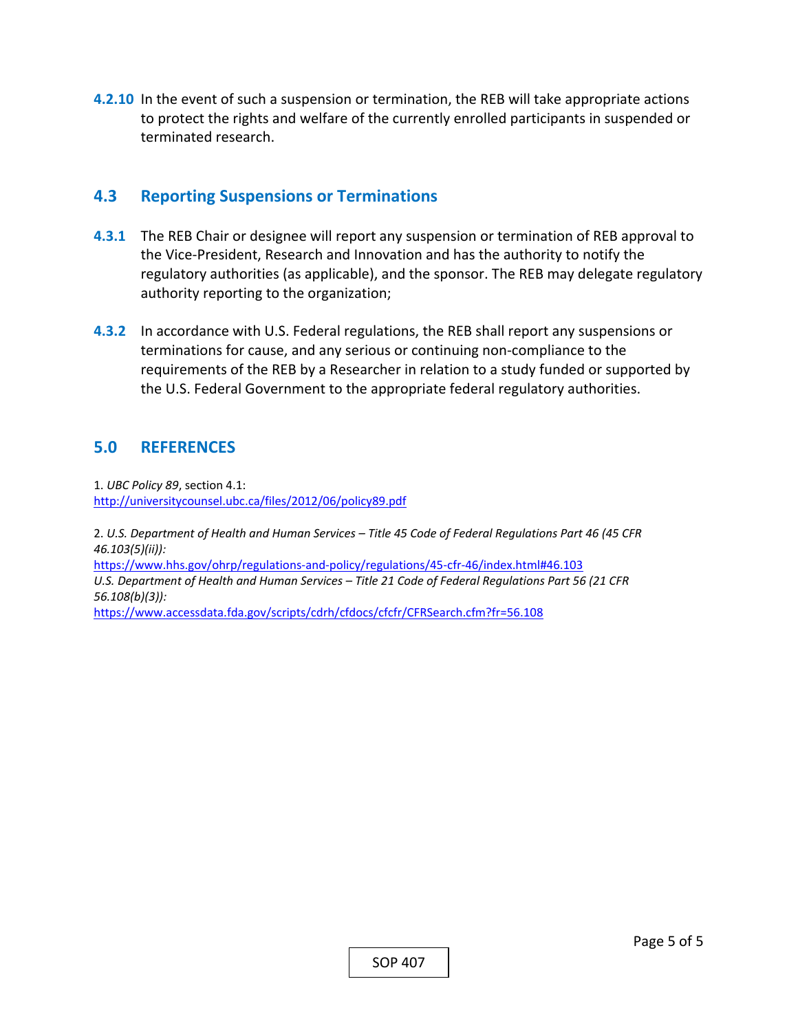**4.2.10** In the event of such a suspension or termination, the REB will take appropriate actions to protect the rights and welfare of the currently enrolled participants in suspended or terminated research.

## 4.3 Reporting Suspensions or Terminations

**4.3.1** The REB Chair or designee will report any suspension or termination of REB approval to the Vice-President, Research and Innovation and has the authority to notify the regulatory authorities (as applicable), and the sponsor. The REB may delegate regulatory authority reporting to the organization;

**4.3.2** In accordance with U.S. Federal regulations, the REB shall report any suspensions or terminations for cause, and any serious or continuing non-compliance to the requirements of the REB by a Researcher in relation to a study funded or supported by the U.S. Federal Government to the appropriate federal regulatory authorities.

# 5.0 REFERENCES

1. *UBC Policy 89*, section 4.1:
http://universitycounsel.ubc.ca/files/2012/06/policy89.pdf

2. *U.S. Department of Health and Human Services – Title 45 Code of Federal Regulations Part 46 (45 CFR 46.103(5)(ii)):*
https://www.hhs.gov/ohrp/regulations-and-policy/regulations/45-cfr-46/index.html#46.103
*U.S. Department of Health and Human Services – Title 21 Code of Federal Regulations Part 56 (21 CFR 56.108(b)(3)):*
https://www.accessdata.fda.gov/scripts/cdrh/cfdocs/cfcfr/CFRSearch.cfm?fr=56.108